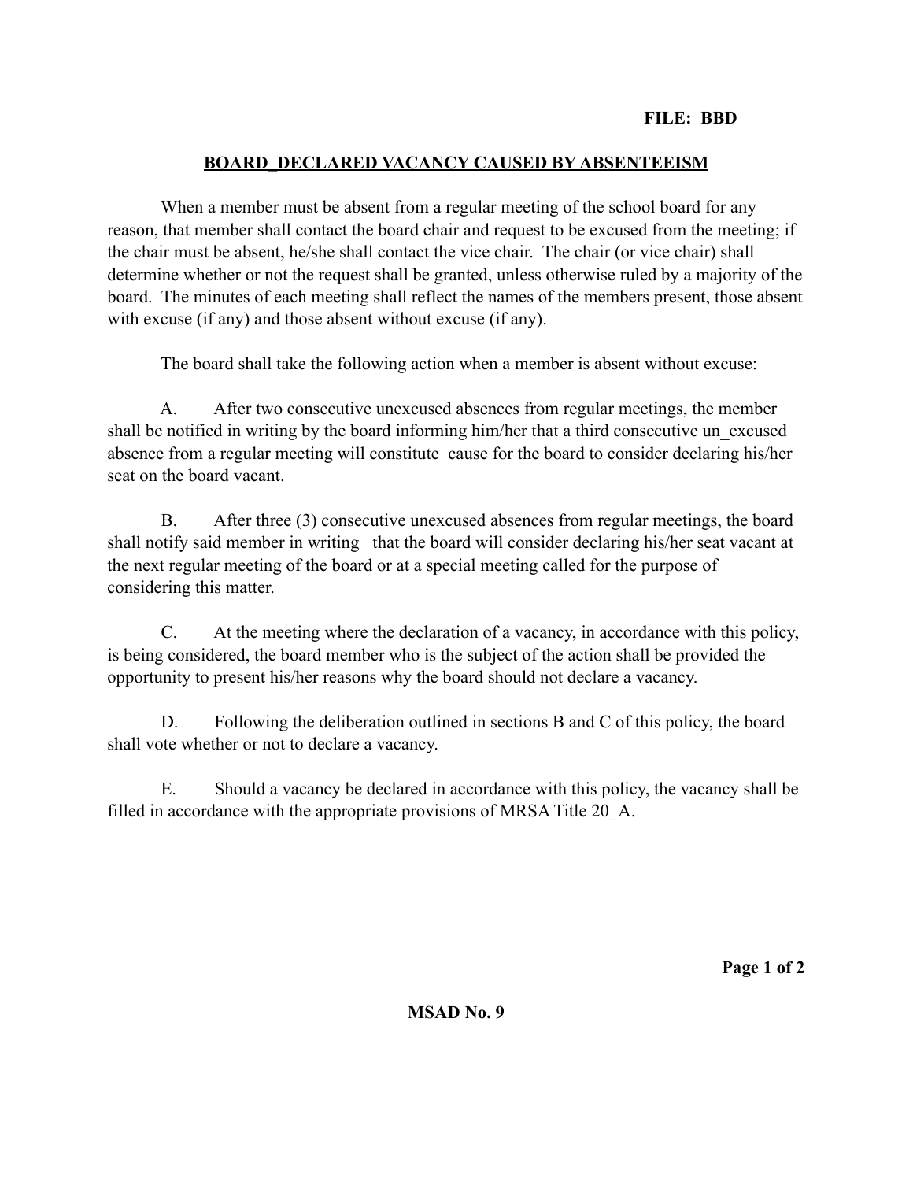**FILE: BBD**

## BOARD_DECLARED VACANCY CAUSED BY ABSENTEEISM

When a member must be absent from a regular meeting of the school board for any reason, that member shall contact the board chair and request to be excused from the meeting; if the chair must be absent, he/she shall contact the vice chair. The chair (or vice chair) shall determine whether or not the request shall be granted, unless otherwise ruled by a majority of the board. The minutes of each meeting shall reflect the names of the members present, those absent with excuse (if any) and those absent without excuse (if any).

The board shall take the following action when a member is absent without excuse:

A. After two consecutive unexcused absences from regular meetings, the member shall be notified in writing by the board informing him/her that a third consecutive un_excused absence from a regular meeting will constitute cause for the board to consider declaring his/her seat on the board vacant.

B. After three (3) consecutive unexcused absences from regular meetings, the board shall notify said member in writing that the board will consider declaring his/her seat vacant at the next regular meeting of the board or at a special meeting called for the purpose of considering this matter.

C. At the meeting where the declaration of a vacancy, in accordance with this policy, is being considered, the board member who is the subject of the action shall be provided the opportunity to present his/her reasons why the board should not declare a vacancy.

D. Following the deliberation outlined in sections B and C of this policy, the board shall vote whether or not to declare a vacancy.

E. Should a vacancy be declared in accordance with this policy, the vacancy shall be filled in accordance with the appropriate provisions of MRSA Title 20_A.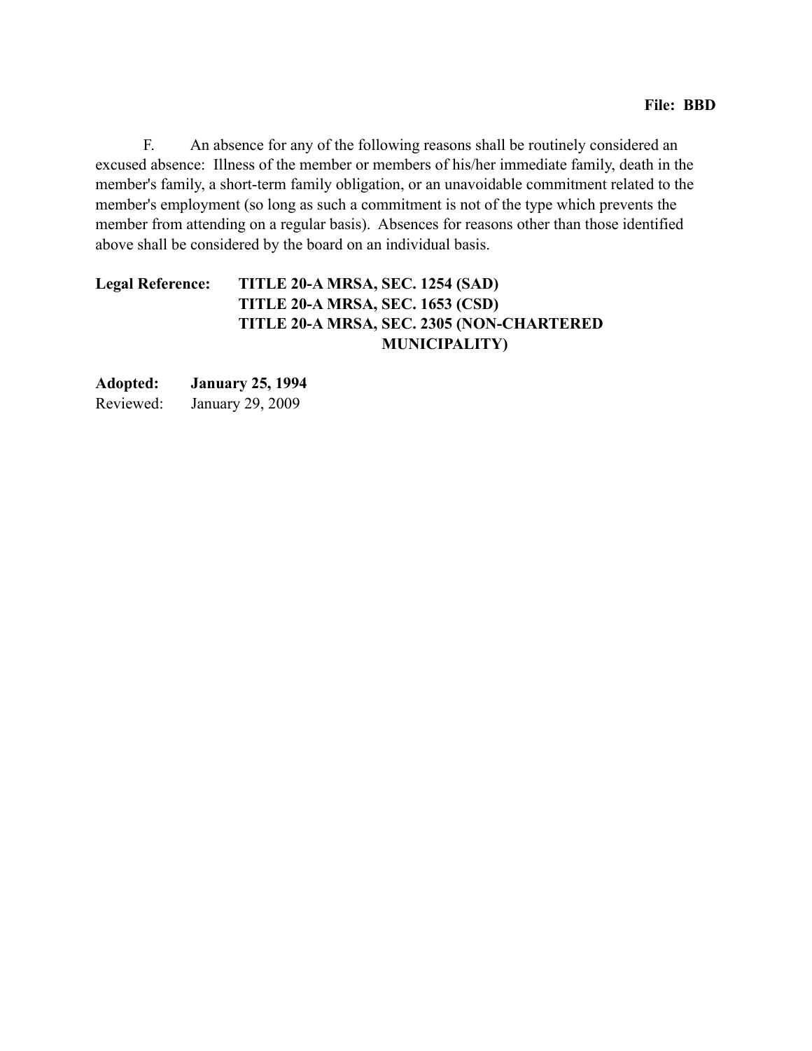F. An absence for any of the following reasons shall be routinely considered an excused absence: Illness of the member or members of his/her immediate family, death in the member's family, a short-term family obligation, or an unavoidable commitment related to the member's employment (so long as such a commitment is not of the type which prevents the member from attending on a regular basis). Absences for reasons other than those identified above shall be considered by the board on an individual basis.

**Legal Reference:** **TITLE 20-A MRSA, SEC. 1254 (SAD)**
**TITLE 20-A MRSA, SEC. 1653 (CSD)**
**TITLE 20-A MRSA, SEC. 2305 (NON-CHARTERED MUNICIPALITY)**

**Adopted:** **January 25, 1994**
Reviewed: January 29, 2009